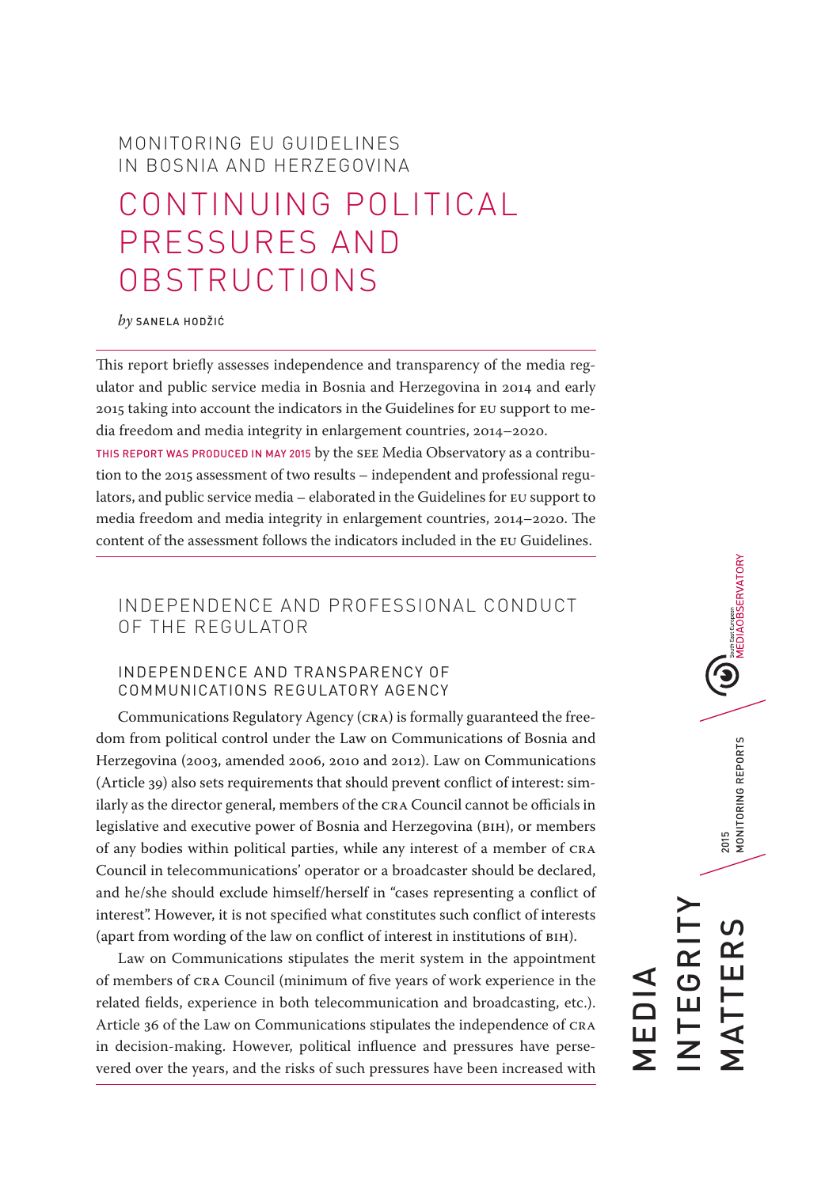MONITORING EU GUIDELINES IN BOSNIA AND HERZEGOVINA

# CONTINUING POLITICAL PRESSURES AND OBSTRUCTIONS

*by* SANELA HODŽIĆ

This report briefly assesses independence and transparency of the media regulator and public service media in Bosnia and Herzegovina in 2014 and early 2015 taking into account the indicators in the Guidelines for EU support to media freedom and media integrity in enlargement countries, 2014–2020.

THIS REPORT WAS PRODUCED IN MAY 2015 by the SEE Media Observatory as a contribution to the 2015 assessment of two results – independent and professional regulators, and public service media – elaborated in the Guidelines for EU support to media freedom and media integrity in enlargement countries, 2014–2020. The content of the assessment follows the indicators included in the EU Guidelines.

## INDEPENDENCE AND PROFESSIONAL CONDUCT OF THE REGULATOR

### INDEPENDENCE AND TRANSPARENCY OF COMMUNICATIONS REGULATORY AGENCY

Communications Regulatory Agency (CRA) is formally guaranteed the freedom from political control under the Law on Communications of Bosnia and Herzegovina (2003, amended 2006, 2010 and 2012). Law on Communications (Article 39) also sets requirements that should prevent conflict of interest: similarly as the director general, members of the CRA Council cannot be officials in legislative and executive power of Bosnia and Herzegovina (BIH), or members of any bodies within political parties, while any interest of a member of CRA Council in telecommunications' operator or a broadcaster should be declared, and he/she should exclude himself/herself in "cases representing a conflict of interest". However, it is not specified what constitutes such conflict of interests (apart from wording of the law on conflict of interest in institutions of BIH).

Law on Communications stipulates the merit system in the appointment of members of CRA Council (minimum of five years of work experience in the related fields, experience in both telecommunication and broadcasting, etc.). Article 36 of the Law on Communications stipulates the independence of CRA in decision-making. However, political influence and pressures have persevered over the years, and the risks of such pressures have been increased with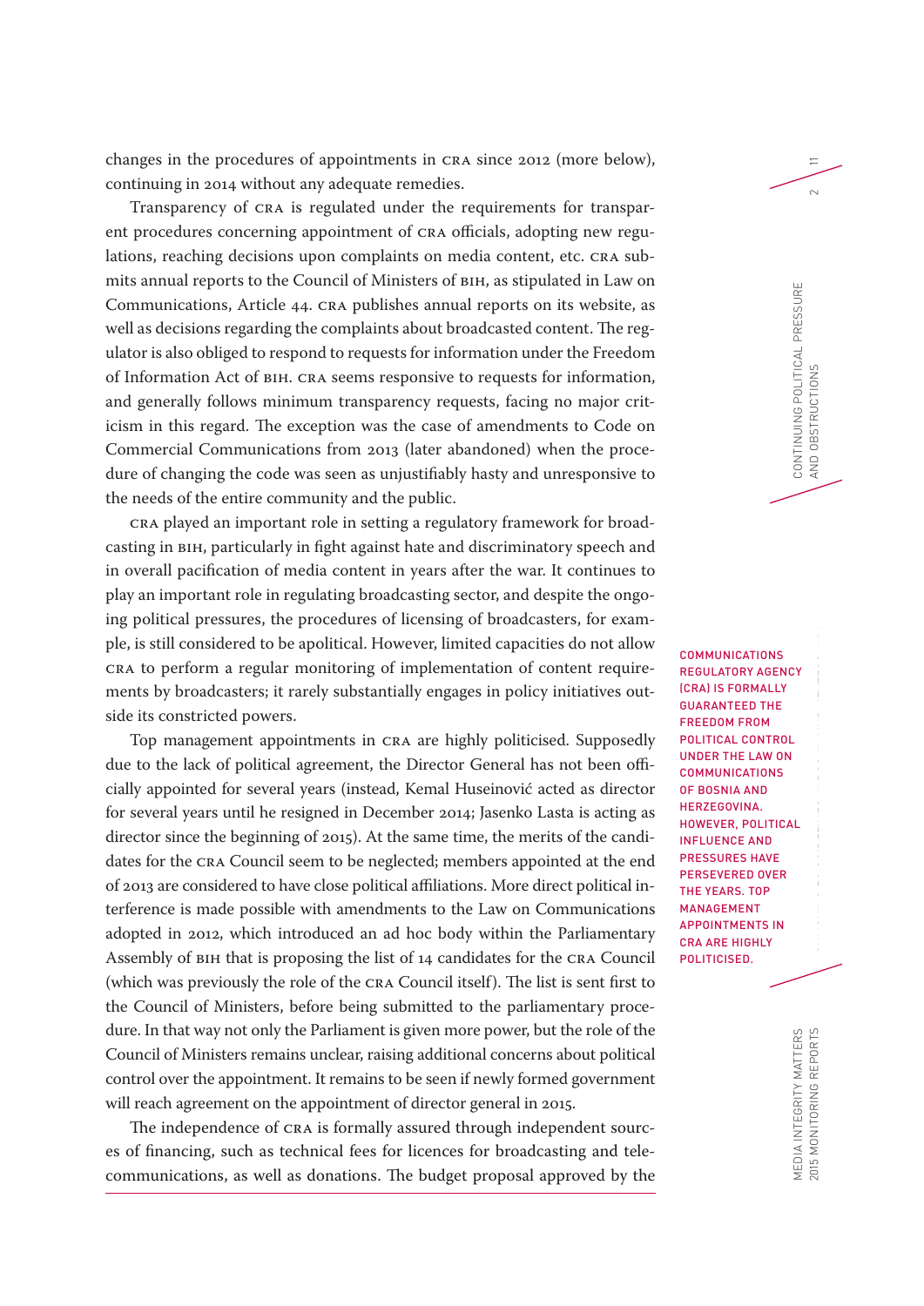changes in the procedures of appointments in CRA since 2012 (more below), continuing in 2014 without any adequate remedies.

Transparency of CRA is regulated under the requirements for transparent procedures concerning appointment of CRA officials, adopting new regulations, reaching decisions upon complaints on media content, etc. CRA submits annual reports to the Council of Ministers of BIH, as stipulated in Law on Communications, Article 44. CRA publishes annual reports on its website, as well as decisions regarding the complaints about broadcasted content. The regulator is also obliged to respond to requests for information under the Freedom of Information Act of BIH. CRA seems responsive to requests for information, and generally follows minimum transparency requests, facing no major criticism in this regard. The exception was the case of amendments to Code on Commercial Communications from 2013 (later abandoned) when the procedure of changing the code was seen as unjustifiably hasty and unresponsive to the needs of the entire community and the public.

CRA played an important role in setting a regulatory framework for broadcasting in BIH, particularly in fight against hate and discriminatory speech and in overall pacification of media content in years after the war. It continues to play an important role in regulating broadcasting sector, and despite the ongoing political pressures, the procedures of licensing of broadcasters, for example, is still considered to be apolitical. However, limited capacities do not allow CRA to perform a regular monitoring of implementation of content requirements by broadcasters; it rarely substantially engages in policy initiatives outside its constricted powers.

**COMMUNICATIONS REGULATORY AGENCY (CRA) IS FORMALLY GUARANTEED THE FREEDOM FROM POLITICAL CONTROL UNDER THE LAW ON COMMUNICATIONS OF BOSNIA AND HERZEGOVINA. HOWEVER, POLITICAL INFLUENCE AND PRESSURES HAVE PERSEVERED OVER THE YEARS. TOP MANAGEMENT APPOINTMENTS IN CRA ARE HIGHLY POLITICISED.**

Top management appointments in CRA are highly politicised. Supposedly due to the lack of political agreement, the Director General has not been officially appointed for several years (instead, Kemal Huseinović acted as director for several years until he resigned in December 2014; Jasenko Lasta is acting as director since the beginning of 2015). At the same time, the merits of the candidates for the CRA Council seem to be neglected; members appointed at the end of 2013 are considered to have close political affiliations. More direct political interference is made possible with amendments to the Law on Communications adopted in 2012, which introduced an ad hoc body within the Parliamentary Assembly of BIH that is proposing the list of 14 candidates for the CRA Council (which was previously the role of the CRA Council itself). The list is sent first to the Council of Ministers, before being submitted to the parliamentary procedure. In that way not only the Parliament is given more power, but the role of the Council of Ministers remains unclear, raising additional concerns about political control over the appointment. It remains to be seen if newly formed government will reach agreement on the appointment of director general in 2015.

The independence of CRA is formally assured through independent sources of financing, such as technical fees for licences for broadcasting and telecommunications, as well as donations. The budget proposal approved by the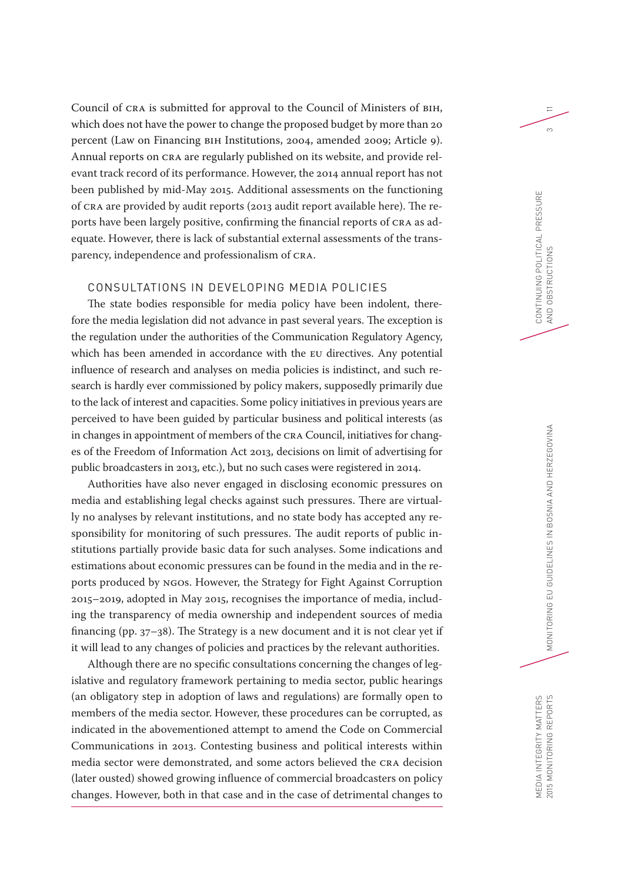Council of CRA is submitted for approval to the Council of Ministers of BIH, which does not have the power to change the proposed budget by more than 20 percent (Law on Financing BIH Institutions, 2004, amended 2009; Article 9). Annual reports on CRA are regularly published on its website, and provide relevant track record of its performance. However, the 2014 annual report has not been published by mid-May 2015. Additional assessments on the functioning of CRA are provided by audit reports (2013 audit report available here). The reports have been largely positive, confirming the financial reports of CRA as adequate. However, there is lack of substantial external assessments of the transparency, independence and professionalism of CRA.

## CONSULTATIONS IN DEVELOPING MEDIA POLICIES

The state bodies responsible for media policy have been indolent, therefore the media legislation did not advance in past several years. The exception is the regulation under the authorities of the Communication Regulatory Agency, which has been amended in accordance with the EU directives. Any potential influence of research and analyses on media policies is indistinct, and such research is hardly ever commissioned by policy makers, supposedly primarily due to the lack of interest and capacities. Some policy initiatives in previous years are perceived to have been guided by particular business and political interests (as in changes in appointment of members of the CRA Council, initiatives for changes of the Freedom of Information Act 2013, decisions on limit of advertising for public broadcasters in 2013, etc.), but no such cases were registered in 2014.

Authorities have also never engaged in disclosing economic pressures on media and establishing legal checks against such pressures. There are virtually no analyses by relevant institutions, and no state body has accepted any responsibility for monitoring of such pressures. The audit reports of public institutions partially provide basic data for such analyses. Some indications and estimations about economic pressures can be found in the media and in the reports produced by NGOs. However, the Strategy for Fight Against Corruption 2015–2019, adopted in May 2015, recognises the importance of media, including the transparency of media ownership and independent sources of media financing (pp. 37–38). The Strategy is a new document and it is not clear yet if it will lead to any changes of policies and practices by the relevant authorities.

Although there are no specific consultations concerning the changes of legislative and regulatory framework pertaining to media sector, public hearings (an obligatory step in adoption of laws and regulations) are formally open to members of the media sector. However, these procedures can be corrupted, as indicated in the abovementioned attempt to amend the Code on Commercial Communications in 2013. Contesting business and political interests within media sector were demonstrated, and some actors believed the CRA decision (later ousted) showed growing influence of commercial broadcasters on policy changes. However, both in that case and in the case of detrimental changes to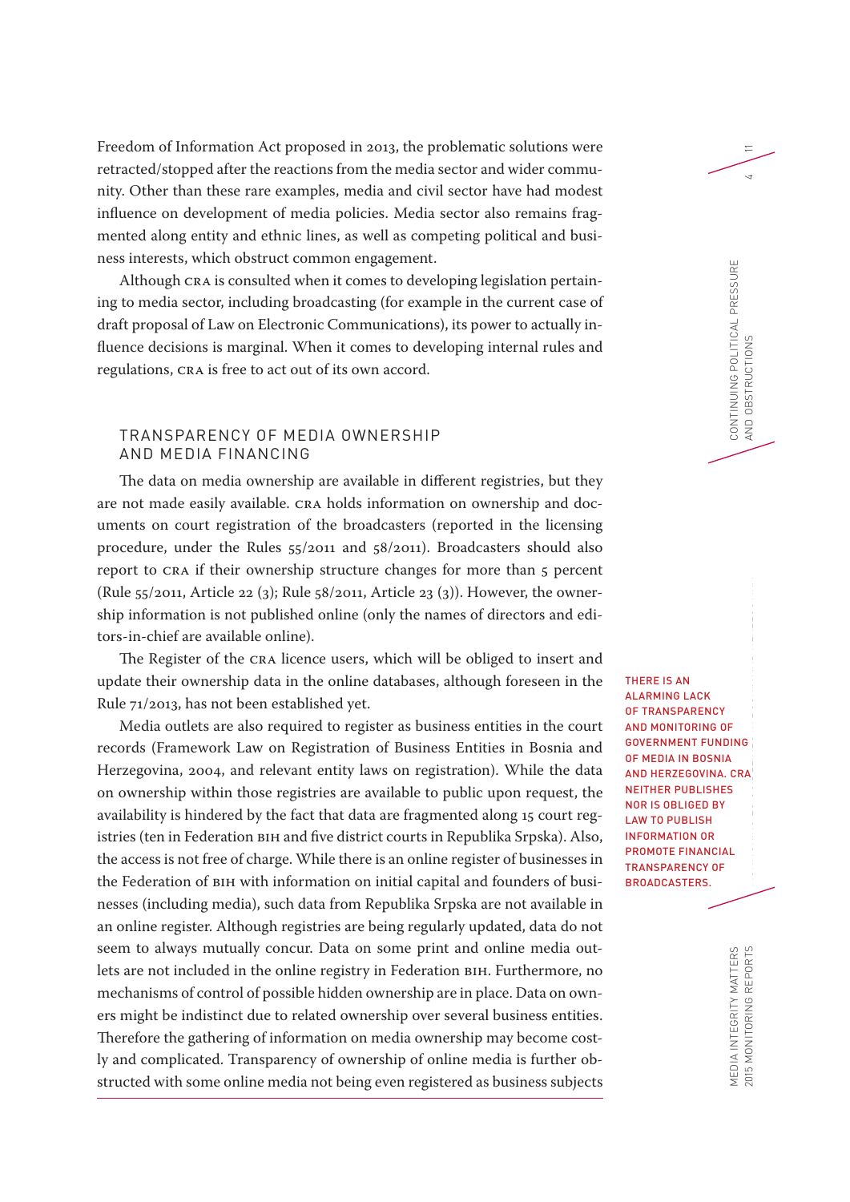Freedom of Information Act proposed in 2013, the problematic solutions were retracted/stopped after the reactions from the media sector and wider community. Other than these rare examples, media and civil sector have had modest influence on development of media policies. Media sector also remains fragmented along entity and ethnic lines, as well as competing political and business interests, which obstruct common engagement.

Although CRA is consulted when it comes to developing legislation pertaining to media sector, including broadcasting (for example in the current case of draft proposal of Law on Electronic Communications), its power to actually influence decisions is marginal. When it comes to developing internal rules and regulations, CRA is free to act out of its own accord.

## TRANSPARENCY OF MEDIA OWNERSHIP AND MEDIA FINANCING

The data on media ownership are available in different registries, but they are not made easily available. CRA holds information on ownership and documents on court registration of the broadcasters (reported in the licensing procedure, under the Rules 55/2011 and 58/2011). Broadcasters should also report to CRA if their ownership structure changes for more than 5 percent (Rule 55/2011, Article 22 (3); Rule 58/2011, Article 23 (3)). However, the ownership information is not published online (only the names of directors and editors-in-chief are available online).

The Register of the CRA licence users, which will be obliged to insert and update their ownership data in the online databases, although foreseen in the Rule 71/2013, has not been established yet.

> THERE IS AN ALARMING LACK OF TRANSPARENCY AND MONITORING OF GOVERNMENT FUNDING OF MEDIA IN BOSNIA AND HERZEGOVINA. CRA NEITHER PUBLISHES NOR IS OBLIGED BY LAW TO PUBLISH INFORMATION OR PROMOTE FINANCIAL TRANSPARENCY OF BROADCASTERS.

Media outlets are also required to register as business entities in the court records (Framework Law on Registration of Business Entities in Bosnia and Herzegovina, 2004, and relevant entity laws on registration). While the data on ownership within those registries are available to public upon request, the availability is hindered by the fact that data are fragmented along 15 court registries (ten in Federation BIH and five district courts in Republika Srpska). Also, the access is not free of charge. While there is an online register of businesses in the Federation of BIH with information on initial capital and founders of businesses (including media), such data from Republika Srpska are not available in an online register. Although registries are being regularly updated, data do not seem to always mutually concur. Data on some print and online media outlets are not included in the online registry in Federation BIH. Furthermore, no mechanisms of control of possible hidden ownership are in place. Data on owners might be indistinct due to related ownership over several business entities. Therefore the gathering of information on media ownership may become costly and complicated. Transparency of ownership of online media is further obstructed with some online media not being even registered as business subjects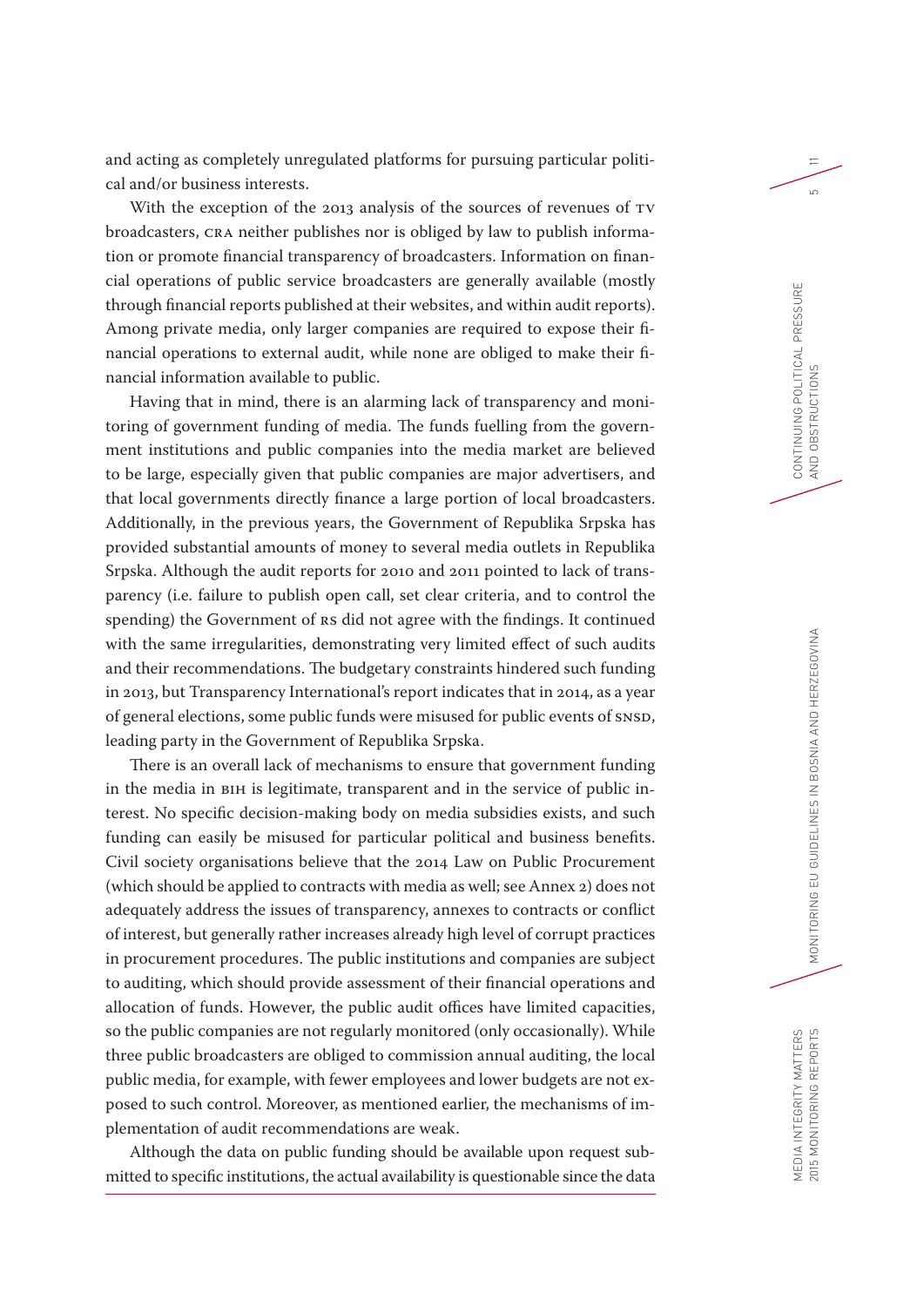and acting as completely unregulated platforms for pursuing particular political and/or business interests.

With the exception of the 2013 analysis of the sources of revenues of TV broadcasters, CRA neither publishes nor is obliged by law to publish information or promote financial transparency of broadcasters. Information on financial operations of public service broadcasters are generally available (mostly through financial reports published at their websites, and within audit reports). Among private media, only larger companies are required to expose their financial operations to external audit, while none are obliged to make their financial information available to public.

Having that in mind, there is an alarming lack of transparency and monitoring of government funding of media. The funds fuelling from the government institutions and public companies into the media market are believed to be large, especially given that public companies are major advertisers, and that local governments directly finance a large portion of local broadcasters. Additionally, in the previous years, the Government of Republika Srpska has provided substantial amounts of money to several media outlets in Republika Srpska. Although the audit reports for 2010 and 2011 pointed to lack of transparency (i.e. failure to publish open call, set clear criteria, and to control the spending) the Government of RS did not agree with the findings. It continued with the same irregularities, demonstrating very limited effect of such audits and their recommendations. The budgetary constraints hindered such funding in 2013, but Transparency International's report indicates that in 2014, as a year of general elections, some public funds were misused for public events of SNSD, leading party in the Government of Republika Srpska.

There is an overall lack of mechanisms to ensure that government funding in the media in BIH is legitimate, transparent and in the service of public interest. No specific decision-making body on media subsidies exists, and such funding can easily be misused for particular political and business benefits. Civil society organisations believe that the 2014 Law on Public Procurement (which should be applied to contracts with media as well; see Annex 2) does not adequately address the issues of transparency, annexes to contracts or conflict of interest, but generally rather increases already high level of corrupt practices in procurement procedures. The public institutions and companies are subject to auditing, which should provide assessment of their financial operations and allocation of funds. However, the public audit offices have limited capacities, so the public companies are not regularly monitored (only occasionally). While three public broadcasters are obliged to commission annual auditing, the local public media, for example, with fewer employees and lower budgets are not exposed to such control. Moreover, as mentioned earlier, the mechanisms of implementation of audit recommendations are weak.

Although the data on public funding should be available upon request submitted to specific institutions, the actual availability is questionable since the data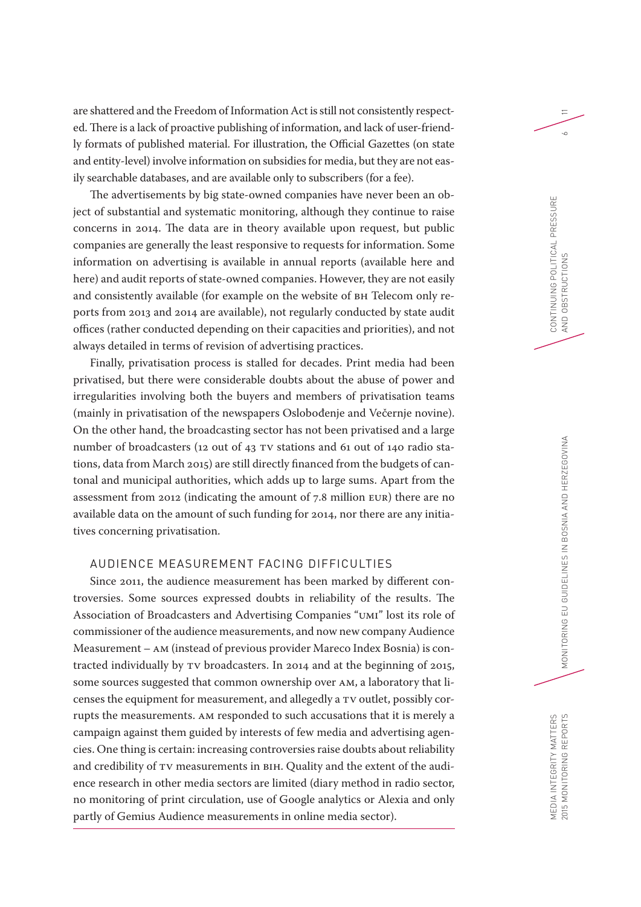are shattered and the Freedom of Information Act is still not consistently respected. There is a lack of proactive publishing of information, and lack of user-friendly formats of published material. For illustration, the Official Gazettes (on state and entity-level) involve information on subsidies for media, but they are not easily searchable databases, and are available only to subscribers (for a fee).

The advertisements by big state-owned companies have never been an object of substantial and systematic monitoring, although they continue to raise concerns in 2014. The data are in theory available upon request, but public companies are generally the least responsive to requests for information. Some information on advertising is available in annual reports (available here and here) and audit reports of state-owned companies. However, they are not easily and consistently available (for example on the website of BH Telecom only reports from 2013 and 2014 are available), not regularly conducted by state audit offices (rather conducted depending on their capacities and priorities), and not always detailed in terms of revision of advertising practices.

Finally, privatisation process is stalled for decades. Print media had been privatised, but there were considerable doubts about the abuse of power and irregularities involving both the buyers and members of privatisation teams (mainly in privatisation of the newspapers Oslobođenje and Večernje novine). On the other hand, the broadcasting sector has not been privatised and a large number of broadcasters (12 out of 43 TV stations and 61 out of 140 radio stations, data from March 2015) are still directly financed from the budgets of cantonal and municipal authorities, which adds up to large sums. Apart from the assessment from 2012 (indicating the amount of 7.8 million EUR) there are no available data on the amount of such funding for 2014, nor there are any initiatives concerning privatisation.

## AUDIENCE MEASUREMENT FACING DIFFICULTIES

Since 2011, the audience measurement has been marked by different controversies. Some sources expressed doubts in reliability of the results. The Association of Broadcasters and Advertising Companies "UMI" lost its role of commissioner of the audience measurements, and now new company Audience Measurement – AM (instead of previous provider Mareco Index Bosnia) is contracted individually by TV broadcasters. In 2014 and at the beginning of 2015, some sources suggested that common ownership over AM, a laboratory that licenses the equipment for measurement, and allegedly a TV outlet, possibly corrupts the measurements. AM responded to such accusations that it is merely a campaign against them guided by interests of few media and advertising agencies. One thing is certain: increasing controversies raise doubts about reliability and credibility of TV measurements in BIH. Quality and the extent of the audience research in other media sectors are limited (diary method in radio sector, no monitoring of print circulation, use of Google analytics or Alexia and only partly of Gemius Audience measurements in online media sector).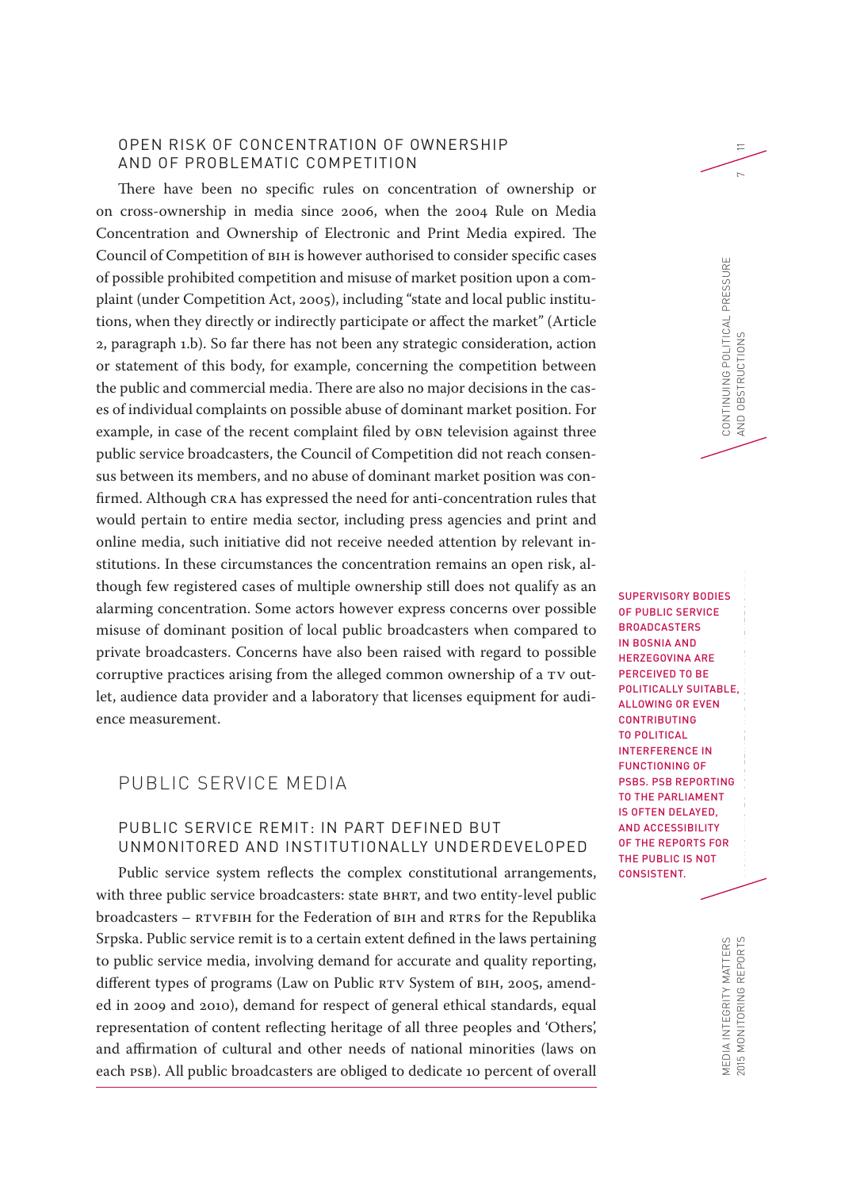### OPEN RISK OF CONCENTRATION OF OWNERSHIP AND OF PROBLEMATIC COMPETITION

There have been no specific rules on concentration of ownership or on cross-ownership in media since 2006, when the 2004 Rule on Media Concentration and Ownership of Electronic and Print Media expired. The Council of Competition of BIH is however authorised to consider specific cases of possible prohibited competition and misuse of market position upon a complaint (under Competition Act, 2005), including "state and local public institutions, when they directly or indirectly participate or affect the market" (Article 2, paragraph 1.b). So far there has not been any strategic consideration, action or statement of this body, for example, concerning the competition between the public and commercial media. There are also no major decisions in the cases of individual complaints on possible abuse of dominant market position. For example, in case of the recent complaint filed by OBN television against three public service broadcasters, the Council of Competition did not reach consensus between its members, and no abuse of dominant market position was confirmed. Although CRA has expressed the need for anti-concentration rules that would pertain to entire media sector, including press agencies and print and online media, such initiative did not receive needed attention by relevant institutions. In these circumstances the concentration remains an open risk, although few registered cases of multiple ownership still does not qualify as an alarming concentration. Some actors however express concerns over possible misuse of dominant position of local public broadcasters when compared to private broadcasters. Concerns have also been raised with regard to possible corruptive practices arising from the alleged common ownership of a TV outlet, audience data provider and a laboratory that licenses equipment for audience measurement.

## PUBLIC SERVICE MEDIA

**SUPERVISORY BODIES OF PUBLIC SERVICE BROADCASTERS IN BOSNIA AND HERZEGOVINA ARE PERCEIVED TO BE POLITICALLY SUITABLE, ALLOWING OR EVEN CONTRIBUTING TO POLITICAL INTERFERENCE IN FUNCTIONING OF PSBS. PSB REPORTING TO THE PARLIAMENT IS OFTEN DELAYED, AND ACCESSIBILITY OF THE REPORTS FOR THE PUBLIC IS NOT CONSISTENT.**

### PUBLIC SERVICE REMIT: IN PART DEFINED BUT UNMONITORED AND INSTITUTIONALLY UNDERDEVELOPED

Public service system reflects the complex constitutional arrangements, with three public service broadcasters: state BHRT, and two entity-level public broadcasters – RTVFBIH for the Federation of BIH and RTRS for the Republika Srpska. Public service remit is to a certain extent defined in the laws pertaining to public service media, involving demand for accurate and quality reporting, different types of programs (Law on Public RTV System of BIH, 2005, amended in 2009 and 2010), demand for respect of general ethical standards, equal representation of content reflecting heritage of all three peoples and 'Others', and affirmation of cultural and other needs of national minorities (laws on each PSB). All public broadcasters are obliged to dedicate 10 percent of overall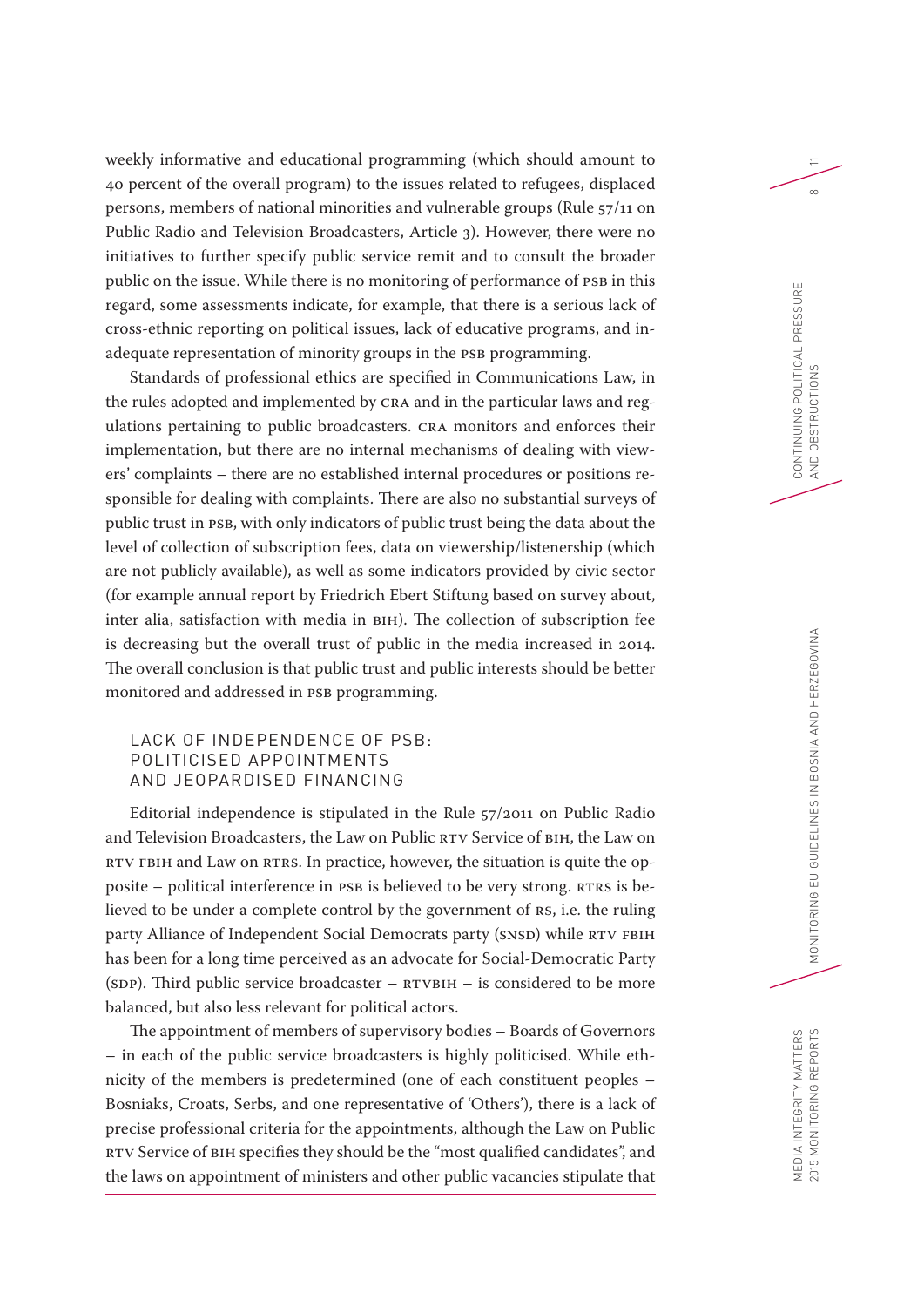weekly informative and educational programming (which should amount to 40 percent of the overall program) to the issues related to refugees, displaced persons, members of national minorities and vulnerable groups (Rule 57/11 on Public Radio and Television Broadcasters, Article 3). However, there were no initiatives to further specify public service remit and to consult the broader public on the issue. While there is no monitoring of performance of PSB in this regard, some assessments indicate, for example, that there is a serious lack of cross-ethnic reporting on political issues, lack of educative programs, and inadequate representation of minority groups in the PSB programming.

Standards of professional ethics are specified in Communications Law, in the rules adopted and implemented by CRA and in the particular laws and regulations pertaining to public broadcasters. CRA monitors and enforces their implementation, but there are no internal mechanisms of dealing with viewers' complaints – there are no established internal procedures or positions responsible for dealing with complaints. There are also no substantial surveys of public trust in PSB, with only indicators of public trust being the data about the level of collection of subscription fees, data on viewership/listenership (which are not publicly available), as well as some indicators provided by civic sector (for example annual report by Friedrich Ebert Stiftung based on survey about, inter alia, satisfaction with media in BIH). The collection of subscription fee is decreasing but the overall trust of public in the media increased in 2014. The overall conclusion is that public trust and public interests should be better monitored and addressed in PSB programming.

## LACK OF INDEPENDENCE OF PSB: POLITICISED APPOINTMENTS AND JEOPARDISED FINANCING

Editorial independence is stipulated in the Rule 57/2011 on Public Radio and Television Broadcasters, the Law on Public RTV Service of BIH, the Law on RTV FBIH and Law on RTRS. In practice, however, the situation is quite the opposite – political interference in PSB is believed to be very strong. RTRS is believed to be under a complete control by the government of RS, i.e. the ruling party Alliance of Independent Social Democrats party (SNSD) while RTV FBIH has been for a long time perceived as an advocate for Social-Democratic Party (SDP). Third public service broadcaster – RTVBIH – is considered to be more balanced, but also less relevant for political actors.

The appointment of members of supervisory bodies – Boards of Governors – in each of the public service broadcasters is highly politicised. While ethnicity of the members is predetermined (one of each constituent peoples – Bosniaks, Croats, Serbs, and one representative of 'Others'), there is a lack of precise professional criteria for the appointments, although the Law on Public RTV Service of BIH specifies they should be the "most qualified candidates", and the laws on appointment of ministers and other public vacancies stipulate that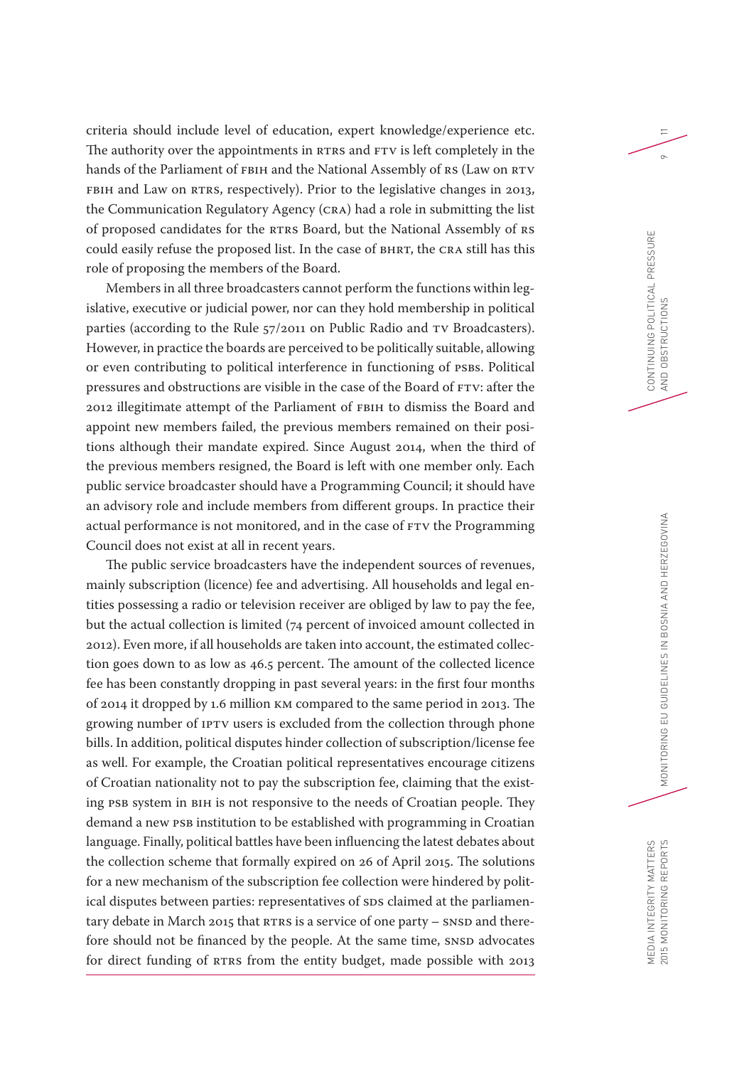criteria should include level of education, expert knowledge/experience etc. The authority over the appointments in RTRS and FTV is left completely in the hands of the Parliament of FBIH and the National Assembly of RS (Law on RTV FBIH and Law on RTRS, respectively). Prior to the legislative changes in 2013, the Communication Regulatory Agency (CRA) had a role in submitting the list of proposed candidates for the RTRS Board, but the National Assembly of RS could easily refuse the proposed list. In the case of BHRT, the CRA still has this role of proposing the members of the Board.

Members in all three broadcasters cannot perform the functions within legislative, executive or judicial power, nor can they hold membership in political parties (according to the Rule 57/2011 on Public Radio and TV Broadcasters). However, in practice the boards are perceived to be politically suitable, allowing or even contributing to political interference in functioning of PSBs. Political pressures and obstructions are visible in the case of the Board of FTV: after the 2012 illegitimate attempt of the Parliament of FBIH to dismiss the Board and appoint new members failed, the previous members remained on their positions although their mandate expired. Since August 2014, when the third of the previous members resigned, the Board is left with one member only. Each public service broadcaster should have a Programming Council; it should have an advisory role and include members from different groups. In practice their actual performance is not monitored, and in the case of FTV the Programming Council does not exist at all in recent years.

The public service broadcasters have the independent sources of revenues, mainly subscription (licence) fee and advertising. All households and legal entities possessing a radio or television receiver are obliged by law to pay the fee, but the actual collection is limited (74 percent of invoiced amount collected in 2012). Even more, if all households are taken into account, the estimated collection goes down to as low as 46.5 percent. The amount of the collected licence fee has been constantly dropping in past several years: in the first four months of 2014 it dropped by 1.6 million KM compared to the same period in 2013. The growing number of IPTV users is excluded from the collection through phone bills. In addition, political disputes hinder collection of subscription/license fee as well. For example, the Croatian political representatives encourage citizens of Croatian nationality not to pay the subscription fee, claiming that the existing PSB system in BIH is not responsive to the needs of Croatian people. They demand a new PSB institution to be established with programming in Croatian language. Finally, political battles have been influencing the latest debates about the collection scheme that formally expired on 26 of April 2015. The solutions for a new mechanism of the subscription fee collection were hindered by political disputes between parties: representatives of SDS claimed at the parliamentary debate in March 2015 that RTRS is a service of one party – SNSD and therefore should not be financed by the people. At the same time, SNSD advocates for direct funding of RTRS from the entity budget, made possible with 2013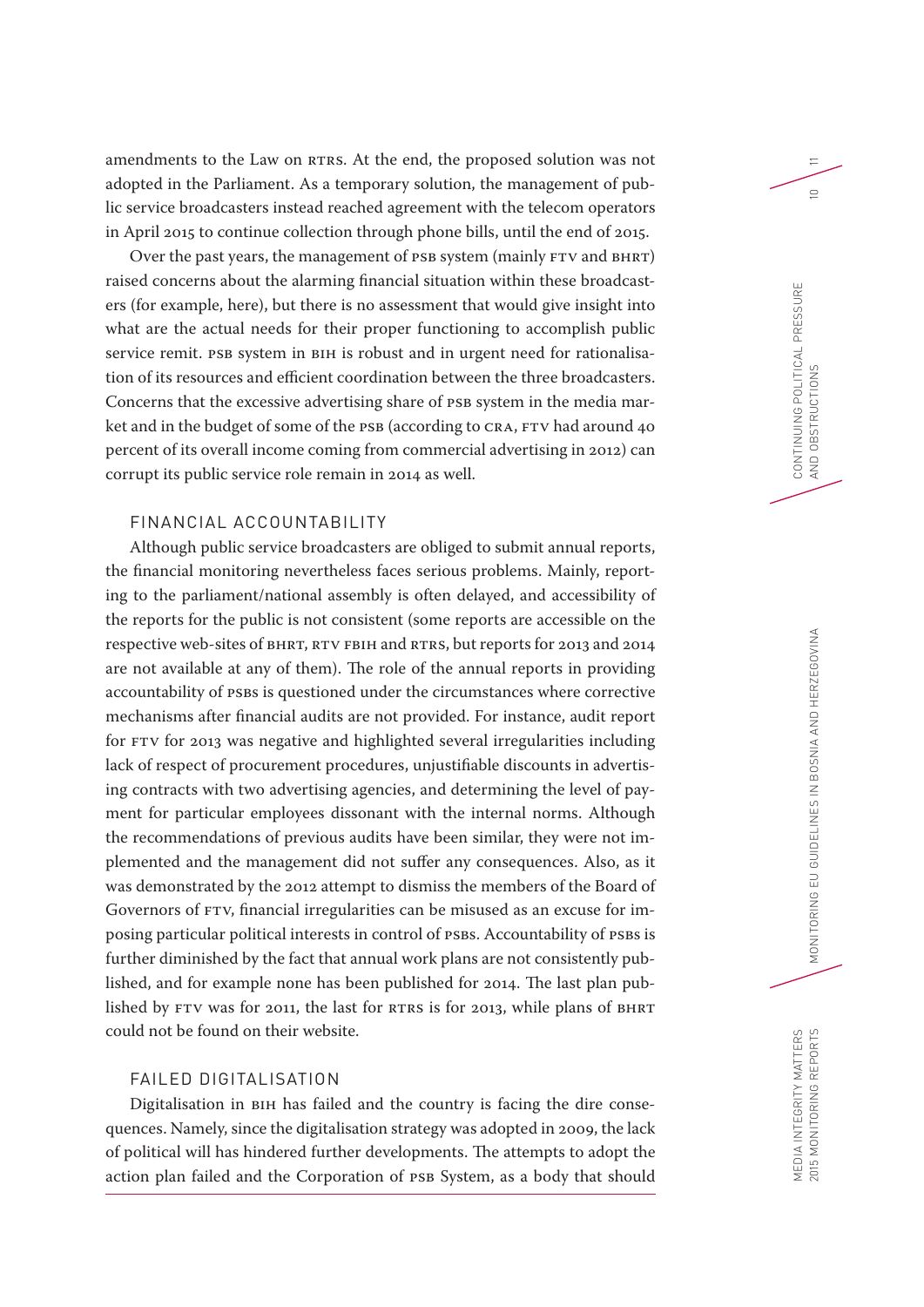amendments to the Law on RTRS. At the end, the proposed solution was not adopted in the Parliament. As a temporary solution, the management of public service broadcasters instead reached agreement with the telecom operators in April 2015 to continue collection through phone bills, until the end of 2015.

Over the past years, the management of PSB system (mainly FTV and BHRT) raised concerns about the alarming financial situation within these broadcasters (for example, here), but there is no assessment that would give insight into what are the actual needs for their proper functioning to accomplish public service remit. PSB system in BIH is robust and in urgent need for rationalisation of its resources and efficient coordination between the three broadcasters. Concerns that the excessive advertising share of PSB system in the media market and in the budget of some of the PSB (according to CRA, FTV had around 40 percent of its overall income coming from commercial advertising in 2012) can corrupt its public service role remain in 2014 as well.

## FINANCIAL ACCOUNTABILITY

Although public service broadcasters are obliged to submit annual reports, the financial monitoring nevertheless faces serious problems. Mainly, reporting to the parliament/national assembly is often delayed, and accessibility of the reports for the public is not consistent (some reports are accessible on the respective web-sites of BHRT, RTV FBIH and RTRS, but reports for 2013 and 2014 are not available at any of them). The role of the annual reports in providing accountability of PSBs is questioned under the circumstances where corrective mechanisms after financial audits are not provided. For instance, audit report for FTV for 2013 was negative and highlighted several irregularities including lack of respect of procurement procedures, unjustifiable discounts in advertising contracts with two advertising agencies, and determining the level of payment for particular employees dissonant with the internal norms. Although the recommendations of previous audits have been similar, they were not implemented and the management did not suffer any consequences. Also, as it was demonstrated by the 2012 attempt to dismiss the members of the Board of Governors of FTV, financial irregularities can be misused as an excuse for imposing particular political interests in control of PSBs. Accountability of PSBs is further diminished by the fact that annual work plans are not consistently published, and for example none has been published for 2014. The last plan published by FTV was for 2011, the last for RTRS is for 2013, while plans of BHRT could not be found on their website.

## FAILED DIGITALISATION

Digitalisation in BIH has failed and the country is facing the dire consequences. Namely, since the digitalisation strategy was adopted in 2009, the lack of political will has hindered further developments. The attempts to adopt the action plan failed and the Corporation of PSB System, as a body that should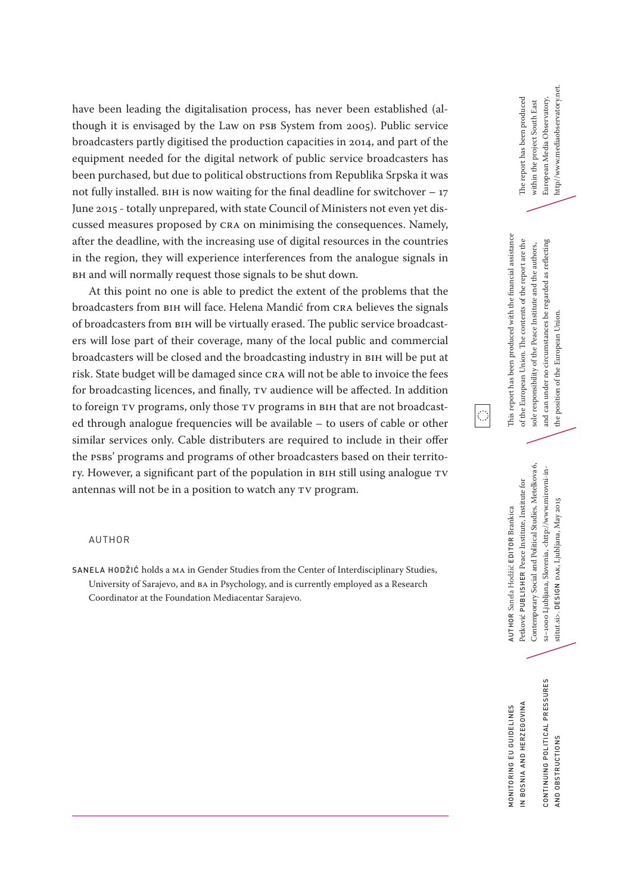have been leading the digitalisation process, has never been established (although it is envisaged by the Law on PSB System from 2005). Public service broadcasters partly digitised the production capacities in 2014, and part of the equipment needed for the digital network of public service broadcasters has been purchased, but due to political obstructions from Republika Srpska it was not fully installed. BIH is now waiting for the final deadline for switchover – 17 June 2015 - totally unprepared, with state Council of Ministers not even yet discussed measures proposed by CRA on minimising the consequences. Namely, after the deadline, with the increasing use of digital resources in the countries in the region, they will experience interferences from the analogue signals in BH and will normally request those signals to be shut down.

At this point no one is able to predict the extent of the problems that the broadcasters from BIH will face. Helena Mandić from CRA believes the signals of broadcasters from BIH will be virtually erased. The public service broadcasters will lose part of their coverage, many of the local public and commercial broadcasters will be closed and the broadcasting industry in BIH will be put at risk. State budget will be damaged since CRA will not be able to invoice the fees for broadcasting licences, and finally, TV audience will be affected. In addition to foreign TV programs, only those TV programs in BIH that are not broadcasted through analogue frequencies will be available – to users of cable or other similar services only. Cable distributers are required to include in their offer the PSBS' programs and programs of other broadcasters based on their territory. However, a significant part of the population in BIH still using analogue TV antennas will not be in a position to watch any TV program.

## AUTHOR

**SANELA HODŽIĆ** holds a MA in Gender Studies from the Center of Interdisciplinary Studies, University of Sarajevo, and BA in Psychology, and is currently employed as a Research Coordinator at the Foundation Mediacentar Sarajevo.

MONITORING EU GUIDELINES IN BOSNIA AND HERZEGOVINA

CONTINUING POLITICAL PRESSURES AND OBSTRUCTIONS

**AUTHOR** Sanela Hodžić **EDITOR** Brankica Petković **PUBLISHER** Peace Institute, Institute for Contemporary Social and Political Studies, Metelkova 6, SI–1000 Ljubljana, Slovenia, <http://www.mirovni-institut.si>. **DESIGN** DAK, Ljubljana, May 2015

This report has been produced with the financial assistance of the European Union. The contents of the report are the sole responsibility of the Peace Institute and the authors, and can under no circumstances be regarded as reflecting the position of the European Union.

The report has been produced within the project South East European Media Observatory, http//www.mediaobservatory.net.